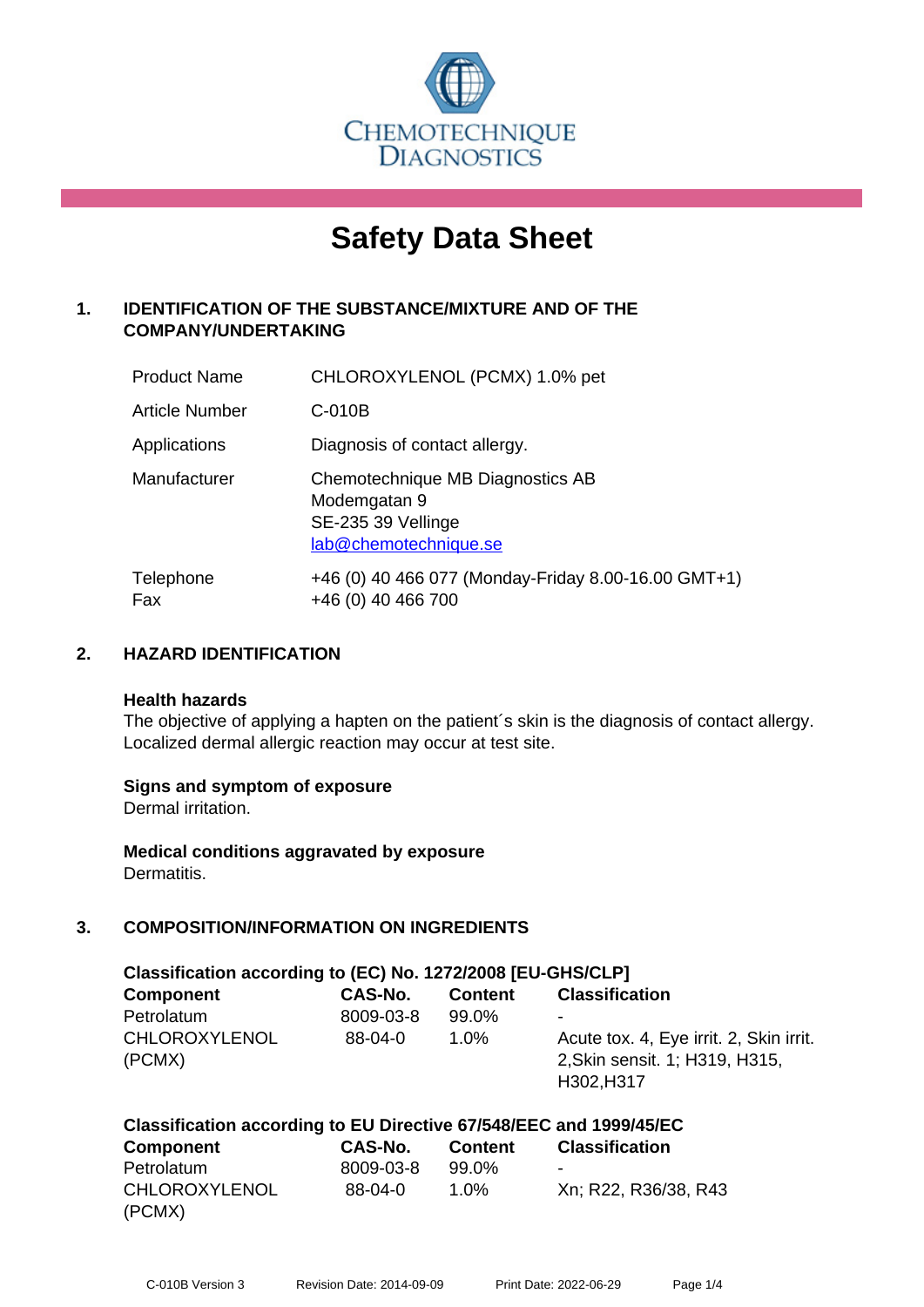CHEMOTECHNIQUE DIAGNOSTICS

# Safety Data Sheet

## 1. IDENTIFICATION OF THE SUBSTANCE/MIXTURE AND OF THE COMPANY/UNDERTAKING

| | |
|---|---|
| Product Name | CHLOROXYLENOL (PCMX) 1.0% pet |
| Article Number | C-010B |
| Applications | Diagnosis of contact allergy. |
| Manufacturer | Chemotechnique MB Diagnostics AB<br>Modemgatan 9<br>SE-235 39 Vellinge<br>lab@chemotechnique.se |
| Telephone<br>Fax | +46 (0) 40 466 077 (Monday-Friday 8.00-16.00 GMT+1)<br>+46 (0) 40 466 700 |

## 2. HAZARD IDENTIFICATION

**Health hazards**
The objective of applying a hapten on the patient´s skin is the diagnosis of contact allergy. Localized dermal allergic reaction may occur at test site.

**Signs and symptom of exposure**
Dermal irritation.

**Medical conditions aggravated by exposure**
Dermatitis.

## 3. COMPOSITION/INFORMATION ON INGREDIENTS

**Classification according to (EC) No. 1272/2008 [EU-GHS/CLP]**

| Component | CAS-No. | Content | Classification |
|---|---|---|---|
| Petrolatum | 8009-03-8 | 99.0% | - |
| CHLOROXYLENOL (PCMX) | 88-04-0 | 1.0% | Acute tox. 4, Eye irrit. 2, Skin irrit. 2,Skin sensit. 1; H319, H315, H302,H317 |

**Classification according to EU Directive 67/548/EEC and 1999/45/EC**

| Component | CAS-No. | Content | Classification |
|---|---|---|---|
| Petrolatum | 8009-03-8 | 99.0% | - |
| CHLOROXYLENOL (PCMX) | 88-04-0 | 1.0% | Xn; R22, R36/38, R43 |

C-010B Version 3 Revision Date: 2014-09-09 Print Date: 2022-06-29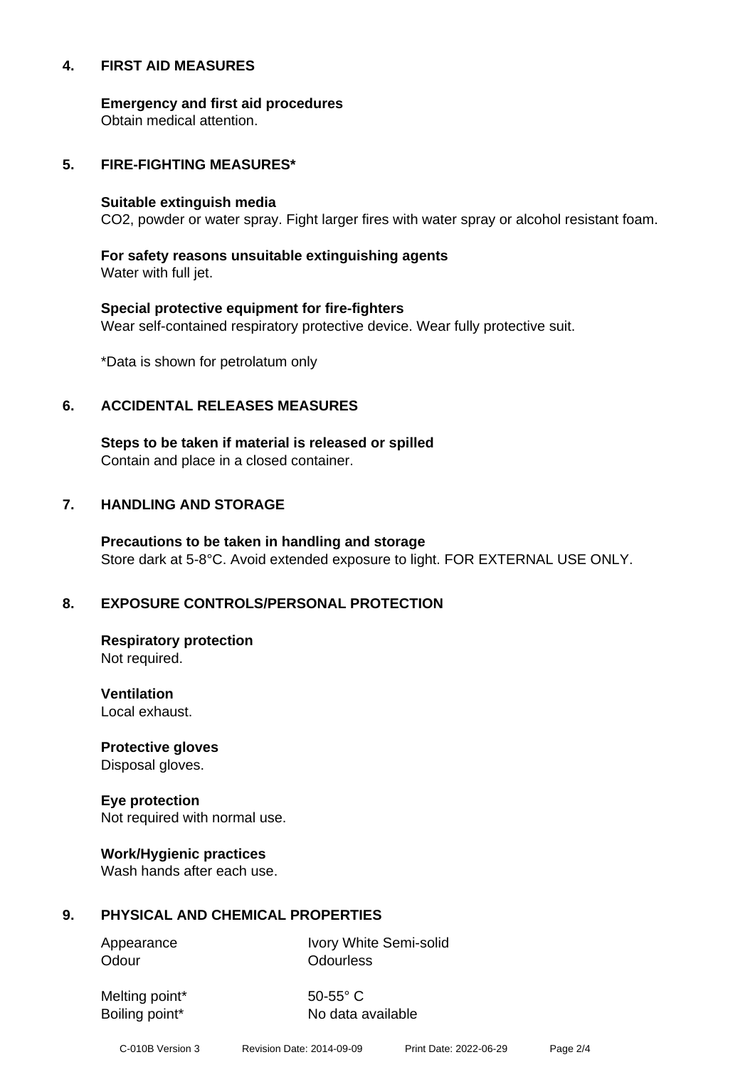## 4. FIRST AID MEASURES

**Emergency and first aid procedures**
Obtain medical attention.

## 5. FIRE-FIGHTING MEASURES*

**Suitable extinguish media**
$CO_2$, powder or water spray. Fight larger fires with water spray or alcohol resistant foam.

**For safety reasons unsuitable extinguishing agents**
Water with full jet.

**Special protective equipment for fire-fighters**
Wear self-contained respiratory protective device. Wear fully protective suit.

*Data is shown for petrolatum only

## 6. ACCIDENTAL RELEASES MEASURES

**Steps to be taken if material is released or spilled**
Contain and place in a closed container.

## 7. HANDLING AND STORAGE

**Precautions to be taken in handling and storage**
Store dark at 5-8°C. Avoid extended exposure to light. FOR EXTERNAL USE ONLY.

## 8. EXPOSURE CONTROLS/PERSONAL PROTECTION

**Respiratory protection**
Not required.

**Ventilation**
Local exhaust.

**Protective gloves**
Disposal gloves.

**Eye protection**
Not required with normal use.

**Work/Hygienic practices**
Wash hands after each use.

## 9. PHYSICAL AND CHEMICAL PROPERTIES

| | |
|---|---|
| Appearance | Ivory White Semi-solid |
| Odour | Odourless |
| Melting point* | 50-55° C |
| Boiling point* | No data available |

C-010B Version 3 Revision Date: 2014-09-09 Print Date: 2022-06-29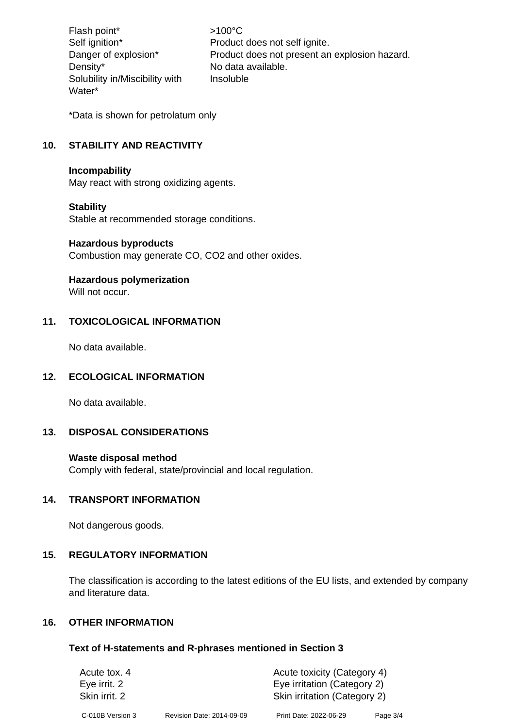| | |
|---|---|
| Flash point* | >100°C |
| Self ignition* | Product does not self ignite. |
| Danger of explosion* | Product does not present an explosion hazard. |
| Density* | No data available. |
| Solubility in/Miscibility with Water* | Insoluble |

*Data is shown for petrolatum only

## 10. STABILITY AND REACTIVITY

**Incompability**
May react with strong oxidizing agents.

**Stability**
Stable at recommended storage conditions.

**Hazardous byproducts**
Combustion may generate CO, $CO_2$ and other oxides.

**Hazardous polymerization**
Will not occur.

## 11. TOXICOLOGICAL INFORMATION

No data available.

## 12. ECOLOGICAL INFORMATION

No data available.

## 13. DISPOSAL CONSIDERATIONS

**Waste disposal method**
Comply with federal, state/provincial and local regulation.

## 14. TRANSPORT INFORMATION

Not dangerous goods.

## 15. REGULATORY INFORMATION

The classification is according to the latest editions of the EU lists, and extended by company and literature data.

## 16. OTHER INFORMATION

### Text of H-statements and R-phrases mentioned in Section 3

| | |
|---|---|
| Acute tox. 4 | Acute toxicity (Category 4) |
| Eye irrit. 2 | Eye irritation (Category 2) |
| Skin irrit. 2 | Skin irritation (Category 2) |

C-010B Version 3 Revision Date: 2014-09-09 Print Date: 2022-06-29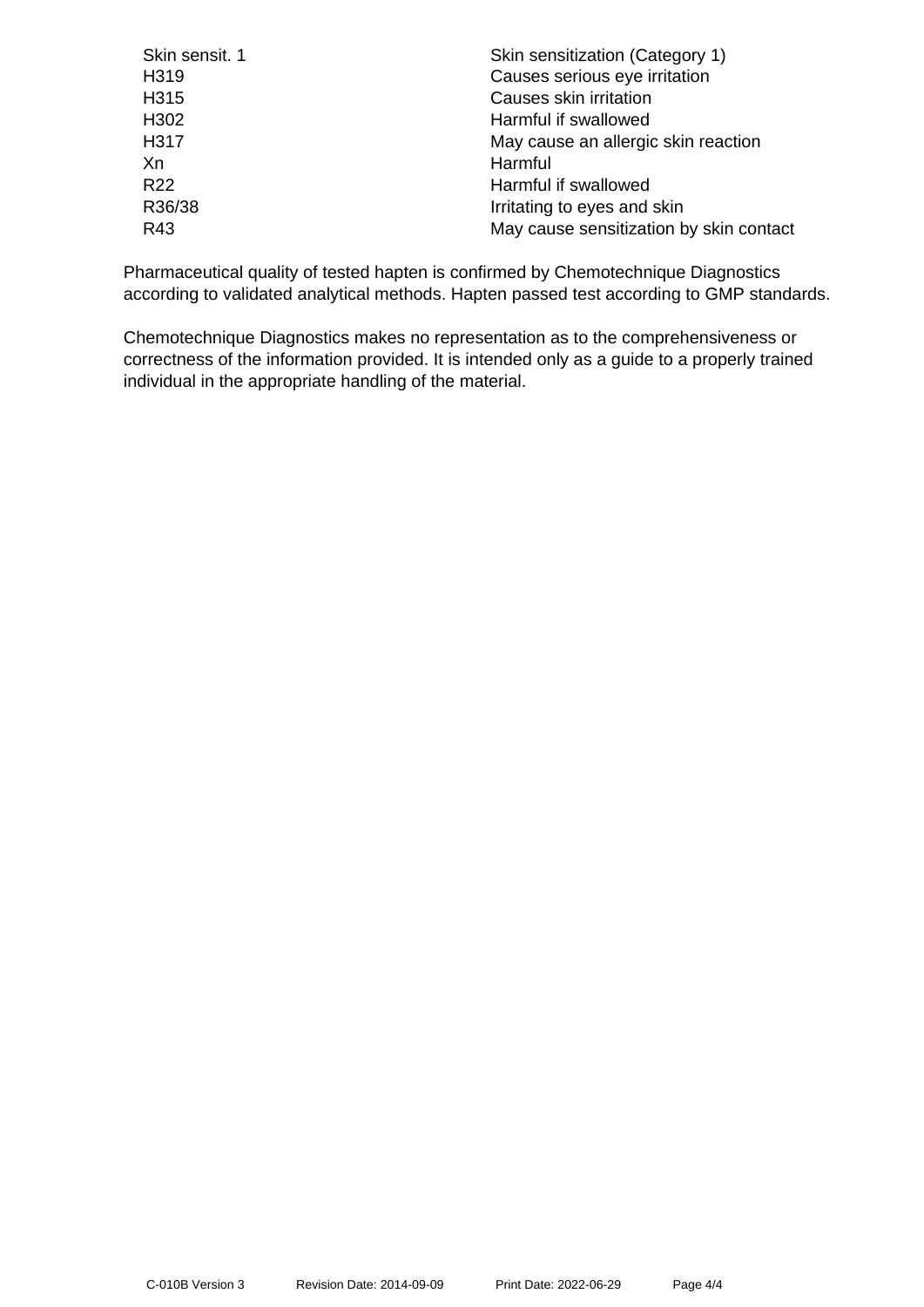| | |
|---|---|
| Skin sensit. 1 | Skin sensitization (Category 1) |
| H319 | Causes serious eye irritation |
| H315 | Causes skin irritation |
| H302 | Harmful if swallowed |
| H317 | May cause an allergic skin reaction |
| Xn | Harmful |
| R22 | Harmful if swallowed |
| R36/38 | Irritating to eyes and skin |
| R43 | May cause sensitization by skin contact |

Pharmaceutical quality of tested hapten is confirmed by Chemotechnique Diagnostics according to validated analytical methods. Hapten passed test according to GMP standards.

Chemotechnique Diagnostics makes no representation as to the comprehensiveness or correctness of the information provided. It is intended only as a guide to a properly trained individual in the appropriate handling of the material.